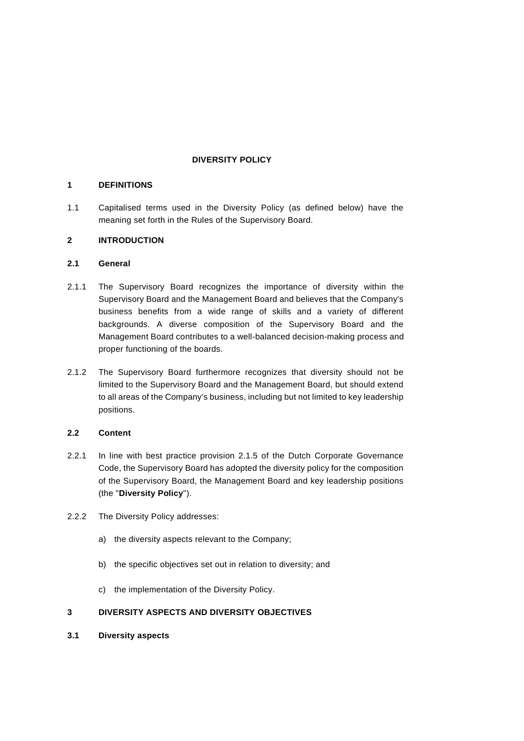# DIVERSITY POLICY

## 1 DEFINITIONS

1.1 Capitalised terms used in the Diversity Policy (as defined below) have the meaning set forth in the Rules of the Supervisory Board.

## 2 INTRODUCTION

### 2.1 General

2.1.1 The Supervisory Board recognizes the importance of diversity within the Supervisory Board and the Management Board and believes that the Company's business benefits from a wide range of skills and a variety of different backgrounds. A diverse composition of the Supervisory Board and the Management Board contributes to a well-balanced decision-making process and proper functioning of the boards.

2.1.2 The Supervisory Board furthermore recognizes that diversity should not be limited to the Supervisory Board and the Management Board, but should extend to all areas of the Company's business, including but not limited to key leadership positions.

### 2.2 Content

2.2.1 In line with best practice provision 2.1.5 of the Dutch Corporate Governance Code, the Supervisory Board has adopted the diversity policy for the composition of the Supervisory Board, the Management Board and key leadership positions (the "**Diversity Policy**").

2.2.2 The Diversity Policy addresses:

a) the diversity aspects relevant to the Company;

b) the specific objectives set out in relation to diversity; and

c) the implementation of the Diversity Policy.

## 3 DIVERSITY ASPECTS AND DIVERSITY OBJECTIVES

### 3.1 Diversity aspects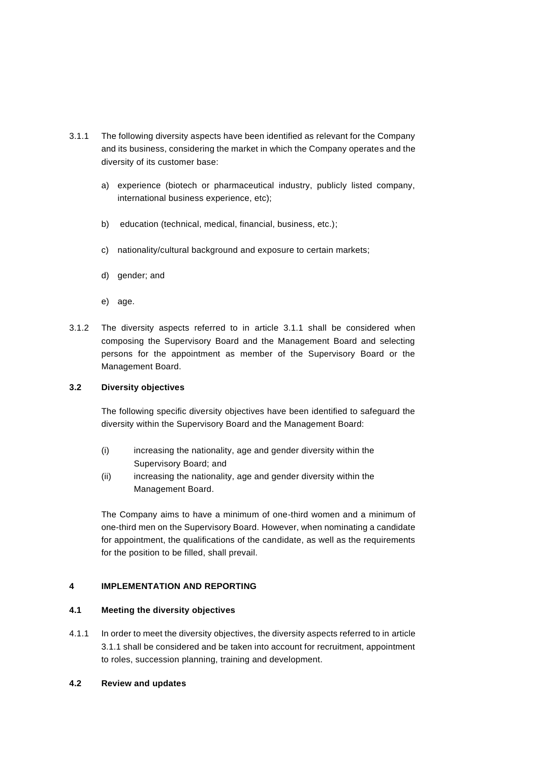3.1.1 The following diversity aspects have been identified as relevant for the Company and its business, considering the market in which the Company operates and the diversity of its customer base:

a) experience (biotech or pharmaceutical industry, publicly listed company, international business experience, etc);

b) education (technical, medical, financial, business, etc.);

c) nationality/cultural background and exposure to certain markets;

d) gender; and

e) age.

3.1.2 The diversity aspects referred to in article 3.1.1 shall be considered when composing the Supervisory Board and the Management Board and selecting persons for the appointment as member of the Supervisory Board or the Management Board.

### 3.2 Diversity objectives

The following specific diversity objectives have been identified to safeguard the diversity within the Supervisory Board and the Management Board:

(i) increasing the nationality, age and gender diversity within the Supervisory Board; and

(ii) increasing the nationality, age and gender diversity within the Management Board.

The Company aims to have a minimum of one-third women and a minimum of one-third men on the Supervisory Board. However, when nominating a candidate for appointment, the qualifications of the candidate, as well as the requirements for the position to be filled, shall prevail.

## 4 IMPLEMENTATION AND REPORTING

### 4.1 Meeting the diversity objectives

4.1.1 In order to meet the diversity objectives, the diversity aspects referred to in article 3.1.1 shall be considered and be taken into account for recruitment, appointment to roles, succession planning, training and development.

### 4.2 Review and updates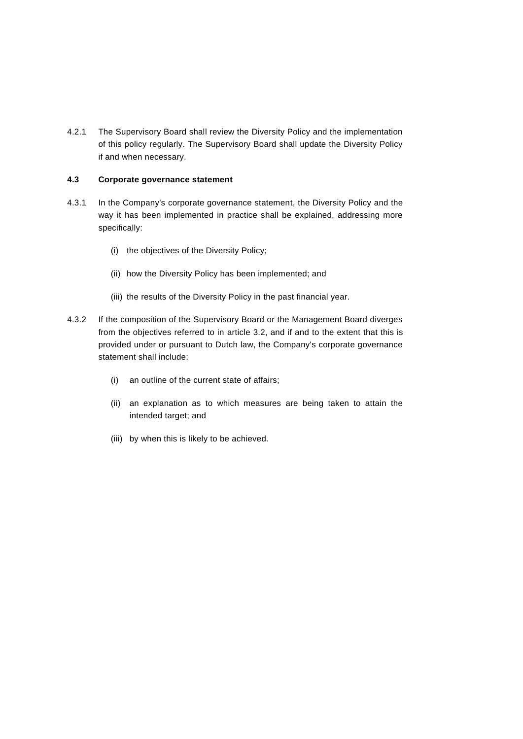4.2.1 The Supervisory Board shall review the Diversity Policy and the implementation of this policy regularly. The Supervisory Board shall update the Diversity Policy if and when necessary.

**4.3 Corporate governance statement**

4.3.1 In the Company's corporate governance statement, the Diversity Policy and the way it has been implemented in practice shall be explained, addressing more specifically:

(i) the objectives of the Diversity Policy;

(ii) how the Diversity Policy has been implemented; and

(iii) the results of the Diversity Policy in the past financial year.

4.3.2 If the composition of the Supervisory Board or the Management Board diverges from the objectives referred to in article 3.2, and if and to the extent that this is provided under or pursuant to Dutch law, the Company's corporate governance statement shall include:

(i) an outline of the current state of affairs;

(ii) an explanation as to which measures are being taken to attain the intended target; and

(iii) by when this is likely to be achieved.